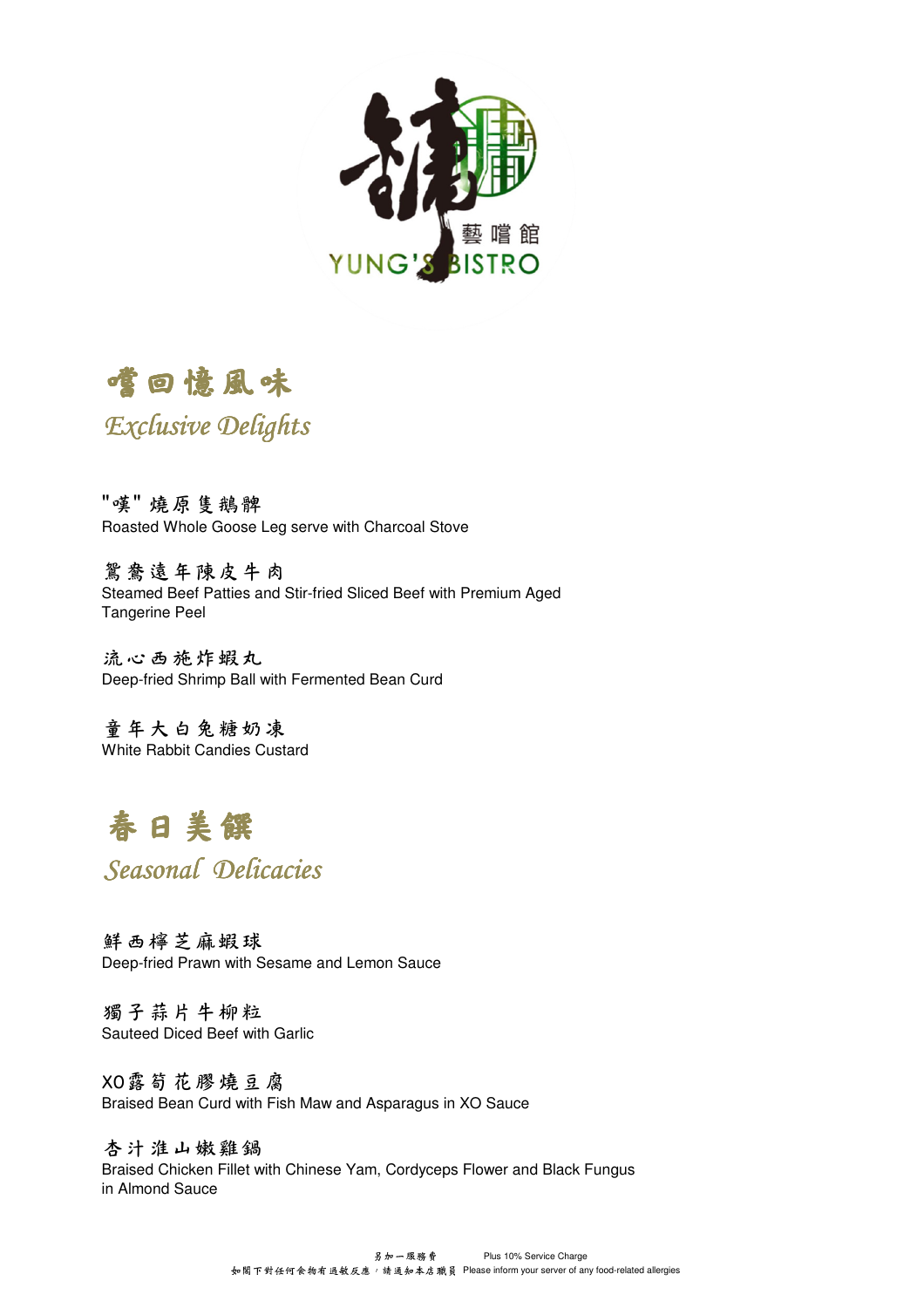鏞 藝嚐館 YUNG'S BISTRO

# 嚐回憶風味

*Exclusive Delights*

"嘆" 燒原隻鵝髀
Roasted Whole Goose Leg serve with Charcoal Stove

鴛鴦遠年陳皮牛肉
Steamed Beef Patties and Stir-fried Sliced Beef with Premium Aged Tangerine Peel

流心西施炸蝦丸
Deep-fried Shrimp Ball with Fermented Bean Curd

童年大白兔糖奶凍
White Rabbit Candies Custard

# 春日美饌

*Seasonal Delicacies*

鮮西檸芝麻蝦球
Deep-fried Prawn with Sesame and Lemon Sauce

獨子蒜片牛柳粒
Sauteed Diced Beef with Garlic

XO露筍花膠燒豆腐
Braised Bean Curd with Fish Maw and Asparagus in XO Sauce

杏汁淮山嫩雞鍋
Braised Chicken Fillet with Chinese Yam, Cordyceps Flower and Black Fungus in Almond Sauce

另加一服務費 Plus 10% Service Charge
如閣下對任何食物有過敏反應，請通知本店職員 Please inform your server of any food-related allergies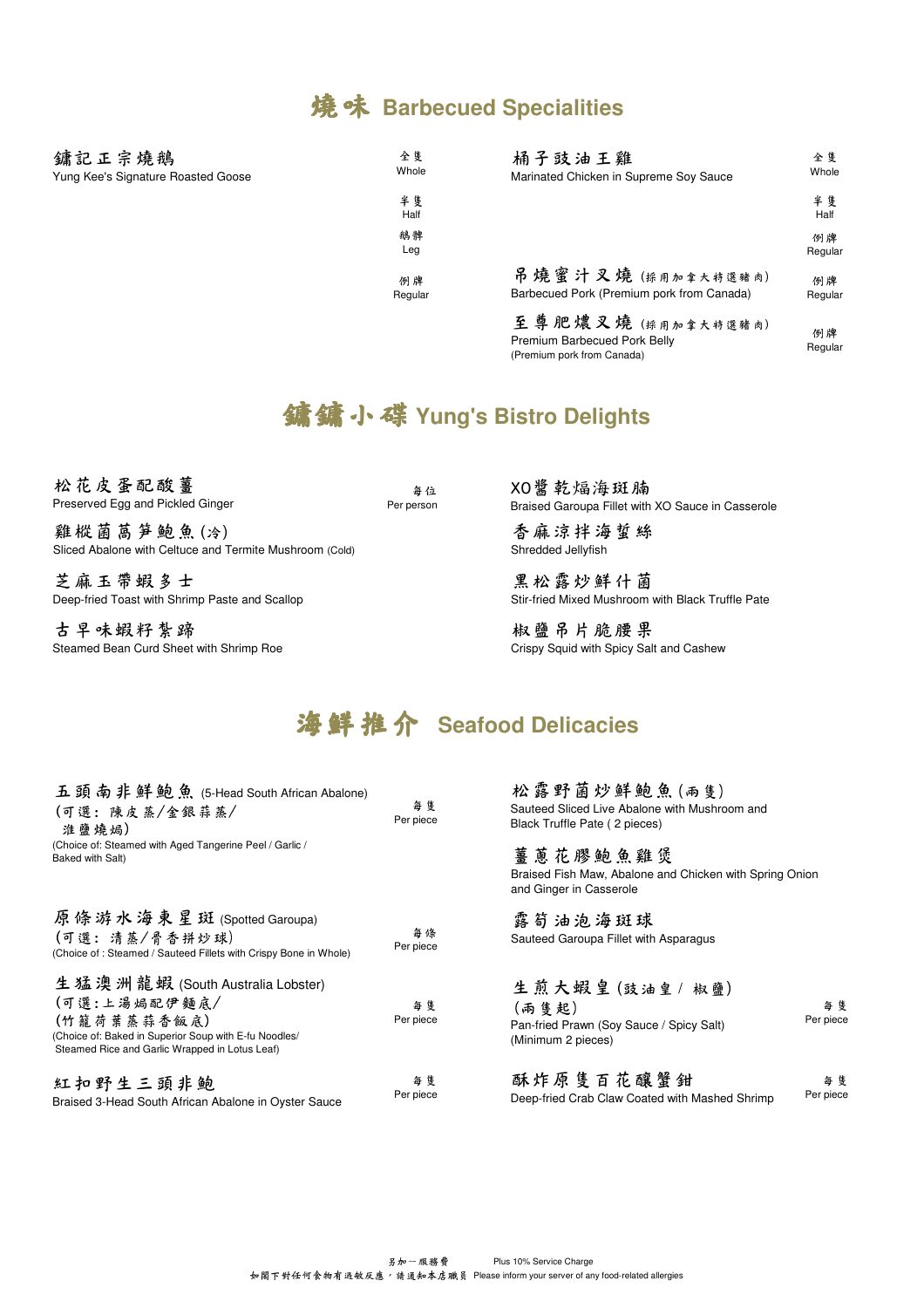# 燒味 Barbecued Specialities

**鏞記正宗燒鵝**
Yung Kee's Signature Roasted Goose
- 全隻 Whole
- 半隻 Half
- 鵝髀 Leg
- 例牌 Regular

**桶子豉油王雞**
Marinated Chicken in Supreme Soy Sauce
- 全隻 Whole
- 半隻 Half
- 例牌 Regular

**吊燒蜜汁叉燒** (採用加拿大特選豬肉)
Barbecued Pork (Premium pork from Canada) — 例牌 Regular

**至尊肥燶叉燒** (採用加拿大特選豬肉)
Premium Barbecued Pork Belly
(Premium pork from Canada) — 例牌 Regular

# 鏞鏞小碟 Yung's Bistro Delights

**松花皮蛋配酸薑**
Preserved Egg and Pickled Ginger — 每位 Per person

**雞樅菌萵筍鮑魚 (冷)**
Sliced Abalone with Celtuce and Termite Mushroom (Cold)

**芝麻玉帶蝦多士**
Deep-fried Toast with Shrimp Paste and Scallop

**古早味蝦籽紮蹄**
Steamed Bean Curd Sheet with Shrimp Roe

**XO醬乾煏海斑腩**
Braised Garoupa Fillet with XO Sauce in Casserole

**香麻涼拌海蜇絲**
Shredded Jellyfish

**黑松露炒鮮什菌**
Stir-fried Mixed Mushroom with Black Truffle Pate

**椒鹽吊片脆腰果**
Crispy Squid with Spicy Salt and Cashew

# 海鮮推介 Seafood Delicacies

**五頭南非鮮鮑魚** (5-Head South African Abalone)
(可選：陳皮蒸/金銀蒜蒸/淮鹽燒焗)
(Choice of: Steamed with Aged Tangerine Peel / Garlic / Baked with Salt) — 每隻 Per piece

**原條游水海東星斑** (Spotted Garoupa)
(可選：清蒸/骨香拼炒球)
(Choice of : Steamed / Sauteed Fillets with Crispy Bone in Whole) — 每條 Per piece

**生猛澳洲龍蝦** (South Australia Lobster)
(可選：上湯焗配伊麵底/(竹籠荷葉蒸蒜香飯底)
(Choice of: Baked in Superior Soup with E-fu Noodles/ Steamed Rice and Garlic Wrapped in Lotus Leaf) — 每隻 Per piece

**紅扣野生三頭非鮑**
Braised 3-Head South African Abalone in Oyster Sauce — 每隻 Per piece

**松露野菌炒鮮鮑魚 (兩隻)**
Sauteed Sliced Live Abalone with Mushroom and Black Truffle Pate ( 2 pieces)

**薑蔥花膠鮑魚雞煲**
Braised Fish Maw, Abalone and Chicken with Spring Onion and Ginger in Casserole

**露筍油泡海斑球**
Sauteed Garoupa Fillet with Asparagus

**生煎大蝦皇 (豉油皇 / 椒鹽)**
(兩隻起)
Pan-fried Prawn (Soy Sauce / Spicy Salt)
(Minimum 2 pieces) — 每隻 Per piece

**酥炸原隻百花釀蟹鉗**
Deep-fried Crab Claw Coated with Mashed Shrimp — 每隻 Per piece

另加一服務費 Plus 10% Service Charge

如閣下對任何食物有過敏反應，請通知本店職員 Please inform your server of any food-related allergies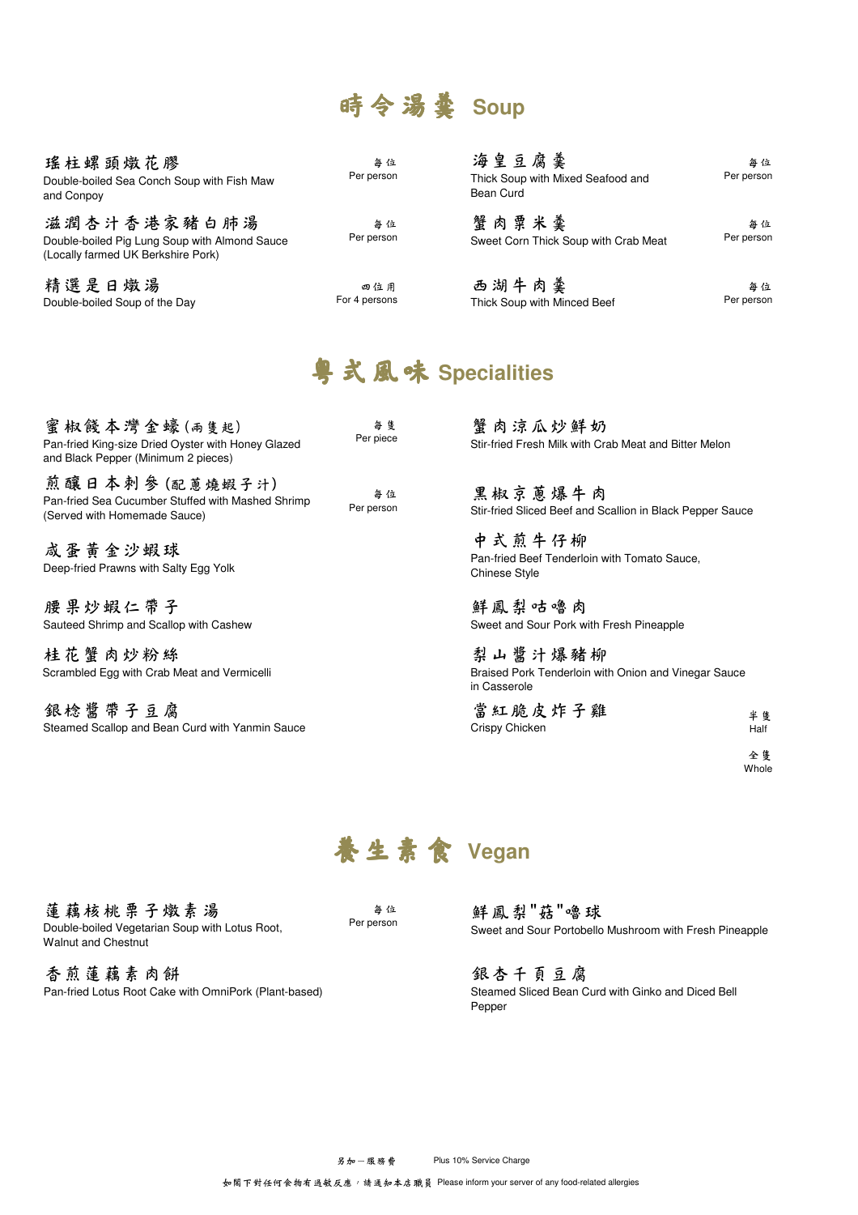# 時令湯羹 Soup

**瑤柱螺頭燉花膠**
Double-boiled Sea Conch Soup with Fish Maw and Conpoy
每位 Per person

**滋潤杏汁香港家豬白肺湯**
Double-boiled Pig Lung Soup with Almond Sauce (Locally farmed UK Berkshire Pork)
每位 Per person

**精選是日燉湯**
Double-boiled Soup of the Day
四位用 For 4 persons

**海皇豆腐羹**
Thick Soup with Mixed Seafood and Bean Curd
每位 Per person

**蟹肉粟米羹**
Sweet Corn Thick Soup with Crab Meat
每位 Per person

**西湖牛肉羹**
Thick Soup with Minced Beef
每位 Per person

# 粵式風味 Specialities

**蜜椒餞本灣金蠔(兩隻起)**
Pan-fried King-size Dried Oyster with Honey Glazed and Black Pepper (Minimum 2 pieces)
每隻 Per piece

**煎釀日本刺參(配蔥燒蝦子汁)**
Pan-fried Sea Cucumber Stuffed with Mashed Shrimp (Served with Homemade Sauce)
每位 Per person

**咸蛋黃金沙蝦球**
Deep-fried Prawns with Salty Egg Yolk

**腰果炒蝦仁帶子**
Sauteed Shrimp and Scallop with Cashew

**桂花蟹肉炒粉絲**
Scrambled Egg with Crab Meat and Vermicelli

**銀稔醬帶子豆腐**
Steamed Scallop and Bean Curd with Yanmin Sauce

**蟹肉涼瓜炒鮮奶**
Stir-fried Fresh Milk with Crab Meat and Bitter Melon

**黑椒京蔥爆牛肉**
Stir-fried Sliced Beef and Scallion in Black Pepper Sauce

**中式煎牛仔柳**
Pan-fried Beef Tenderloin with Tomato Sauce, Chinese Style

**鮮鳳梨咕嚕肉**
Sweet and Sour Pork with Fresh Pineapple

**梨山醬汁爆豬柳**
Braised Pork Tenderloin with Onion and Vinegar Sauce in Casserole

**當紅脆皮炸子雞**
Crispy Chicken
半隻 Half
全隻 Whole

# 養生素食 Vegan

**蓮藕核桃栗子燉素湯**
Double-boiled Vegetarian Soup with Lotus Root, Walnut and Chestnut
每位 Per person

**香煎蓮藕素肉餅**
Pan-fried Lotus Root Cake with OmniPork (Plant-based)

**鮮鳳梨"菇"嚕球**
Sweet and Sour Portobello Mushroom with Fresh Pineapple

**銀杏千頁豆腐**
Steamed Sliced Bean Curd with Ginko and Diced Bell Pepper

另加一服務費 Plus 10% Service Charge

如閣下對任何食物有過敏反應，請通知本店職員 Please inform your server of any food-related allergies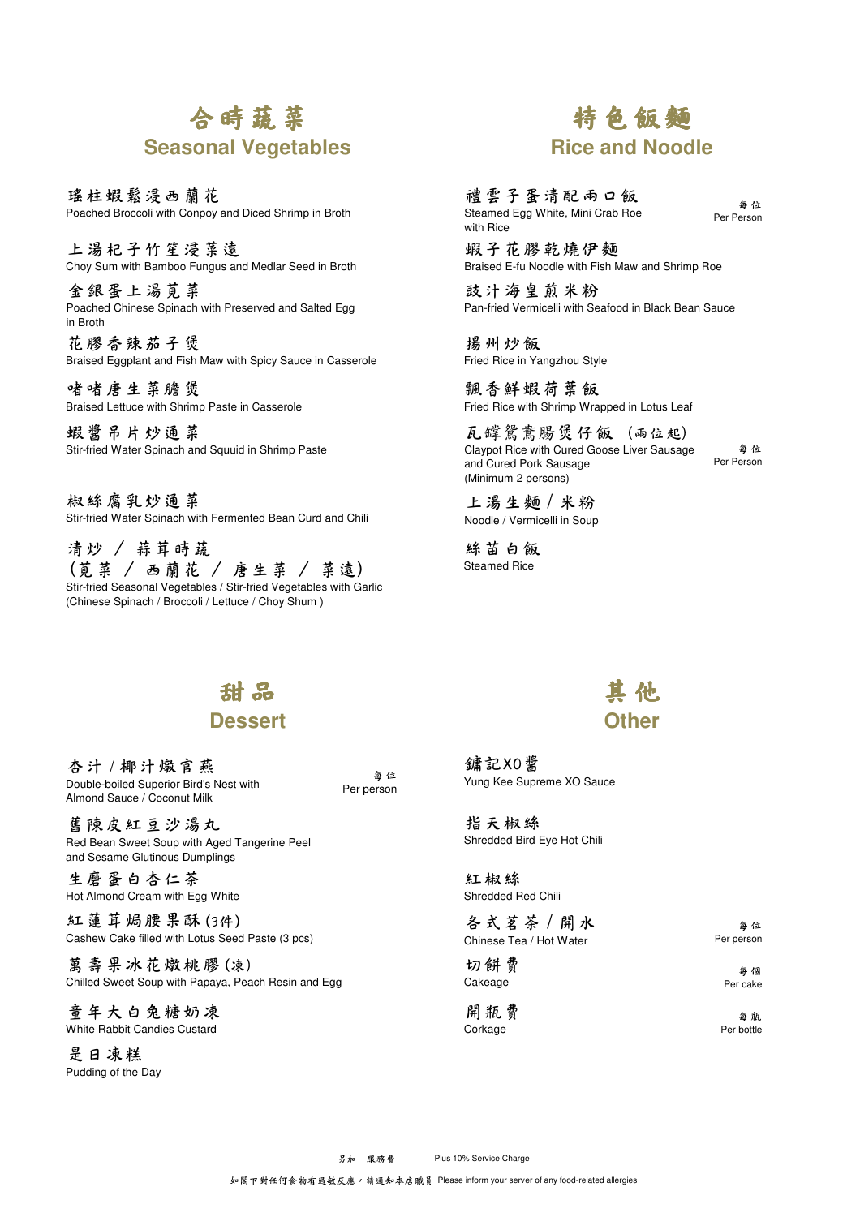# 合時蔬菜
## Seasonal Vegetables

瑤柱蝦鬆浸西蘭花
Poached Broccoli with Conpoy and Diced Shrimp in Broth

上湯杞子竹笙浸菜遠
Choy Sum with Bamboo Fungus and Medlar Seed in Broth

金銀蛋上湯莧菜
Poached Chinese Spinach with Preserved and Salted Egg in Broth

花膠香辣茄子煲
Braised Eggplant and Fish Maw with Spicy Sauce in Casserole

啫啫唐生菜膽煲
Braised Lettuce with Shrimp Paste in Casserole

蝦醬吊片炒通菜
Stir-fried Water Spinach and Squuid in Shrimp Paste

椒絲腐乳炒通菜
Stir-fried Water Spinach with Fermented Bean Curd and Chili

清炒 / 蒜茸時蔬
(莧菜 / 西蘭花 / 唐生菜 / 菜遠)
Stir-fried Seasonal Vegetables / Stir-fried Vegetables with Garlic
(Chinese Spinach / Broccoli / Lettuce / Choy Shum )

# 特色飯麵
## Rice and Noodle

禮雲子蛋清配兩口飯 — 每位 Per Person
Steamed Egg White, Mini Crab Roe with Rice

蝦子花膠乾燒伊麵
Braised E-fu Noodle with Fish Maw and Shrimp Roe

豉汁海皇煎米粉
Pan-fried Vermicelli with Seafood in Black Bean Sauce

揚州炒飯
Fried Rice in Yangzhou Style

飄香鮮蝦荷葉飯
Fried Rice with Shrimp Wrapped in Lotus Leaf

瓦罉鴛鴦腸煲仔飯 (兩位起) — 每位 Per Person
Claypot Rice with Cured Goose Liver Sausage and Cured Pork Sausage
(Minimum 2 persons)

上湯生麵 / 米粉
Noodle / Vermicelli in Soup

絲苗白飯
Steamed Rice

# 甜品
## Dessert

杏汁 / 椰汁燉官燕 — 每位 Per person
Double-boiled Superior Bird's Nest with Almond Sauce / Coconut Milk

舊陳皮紅豆沙湯丸
Red Bean Sweet Soup with Aged Tangerine Peel and Sesame Glutinous Dumplings

生磨蛋白杏仁茶
Hot Almond Cream with Egg White

紅蓮茸焗腰果酥 (3件)
Cashew Cake filled with Lotus Seed Paste (3 pcs)

萬壽果冰花燉桃膠 (凍)
Chilled Sweet Soup with Papaya, Peach Resin and Egg

童年大白兔糖奶凍
White Rabbit Candies Custard

是日凍糕
Pudding of the Day

# 其他
## Other

鏞記XO醬
Yung Kee Supreme XO Sauce

指天椒絲
Shredded Bird Eye Hot Chili

紅椒絲
Shredded Red Chili

各式茗茶 / 開水 — 每位 Per person
Chinese Tea / Hot Water

切餅費 — 每個 Per cake
Cakeage

開瓶費 — 每瓶 Per bottle
Corkage

另加一服務費 Plus 10% Service Charge

如閣下對任何食物有過敏反應，請通知本店職員 Please inform your server of any food-related allergies